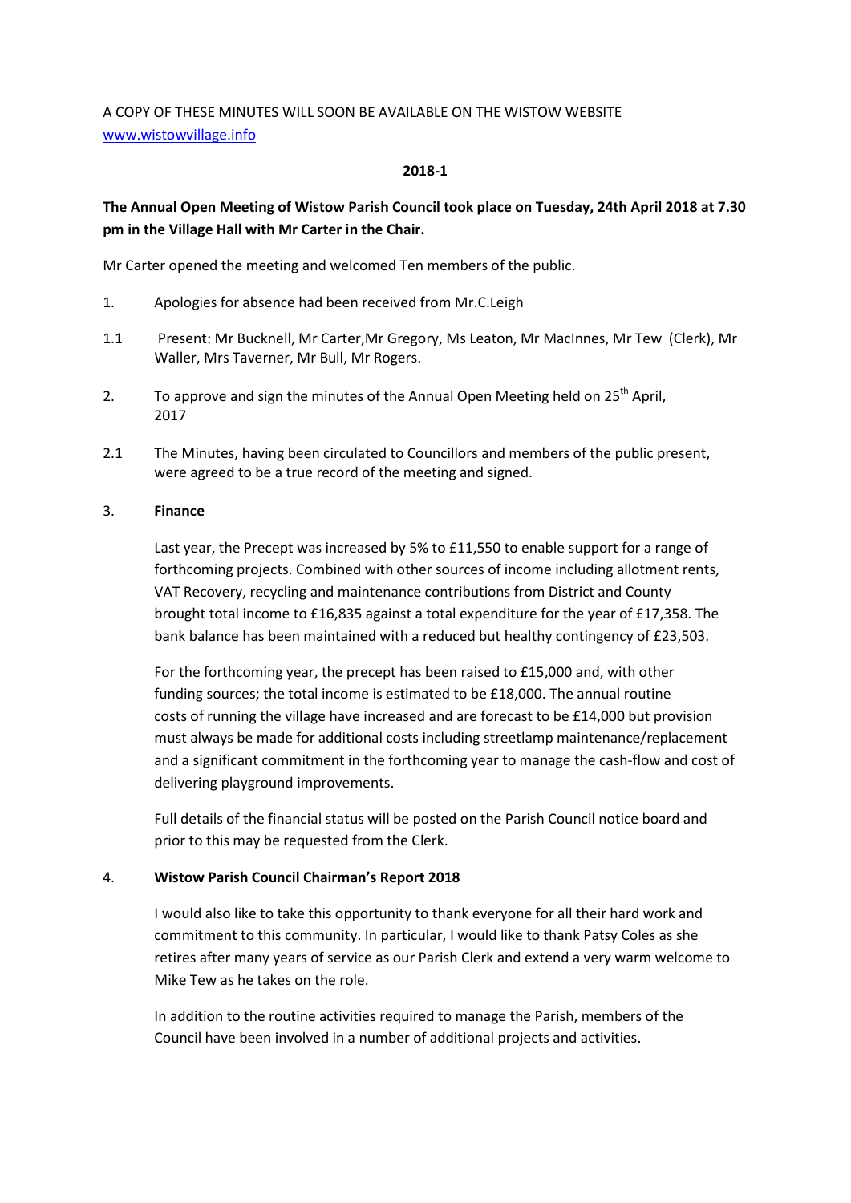A COPY OF THESE MINUTES WILL SOON BE AVAILABLE ON THE WISTOW WEBSITE
[www.wistowvillage.info](http://www.wistowvillage.info)

**2018-1**

**The Annual Open Meeting of Wistow Parish Council took place on Tuesday, 24th April 2018 at 7.30 pm in the Village Hall with Mr Carter in the Chair.**

Mr Carter opened the meeting and welcomed Ten members of the public.

1. Apologies for absence had been received from Mr.C.Leigh

1.1 Present: Mr Bucknell, Mr Carter,Mr Gregory, Ms Leaton, Mr MacInnes, Mr Tew (Clerk), Mr Waller, Mrs Taverner, Mr Bull, Mr Rogers.

2. To approve and sign the minutes of the Annual Open Meeting held on 25th April, 2017

2.1 The Minutes, having been circulated to Councillors and members of the public present, were agreed to be a true record of the meeting and signed.

3. **Finance**

Last year, the Precept was increased by 5% to £11,550 to enable support for a range of forthcoming projects. Combined with other sources of income including allotment rents, VAT Recovery, recycling and maintenance contributions from District and County brought total income to £16,835 against a total expenditure for the year of £17,358. The bank balance has been maintained with a reduced but healthy contingency of £23,503.

For the forthcoming year, the precept has been raised to £15,000 and, with other funding sources; the total income is estimated to be £18,000. The annual routine costs of running the village have increased and are forecast to be £14,000 but provision must always be made for additional costs including streetlamp maintenance/replacement and a significant commitment in the forthcoming year to manage the cash-flow and cost of delivering playground improvements.

Full details of the financial status will be posted on the Parish Council notice board and prior to this may be requested from the Clerk.

4. **Wistow Parish Council Chairman's Report 2018**

I would also like to take this opportunity to thank everyone for all their hard work and commitment to this community. In particular, I would like to thank Patsy Coles as she retires after many years of service as our Parish Clerk and extend a very warm welcome to Mike Tew as he takes on the role.

In addition to the routine activities required to manage the Parish, members of the Council have been involved in a number of additional projects and activities.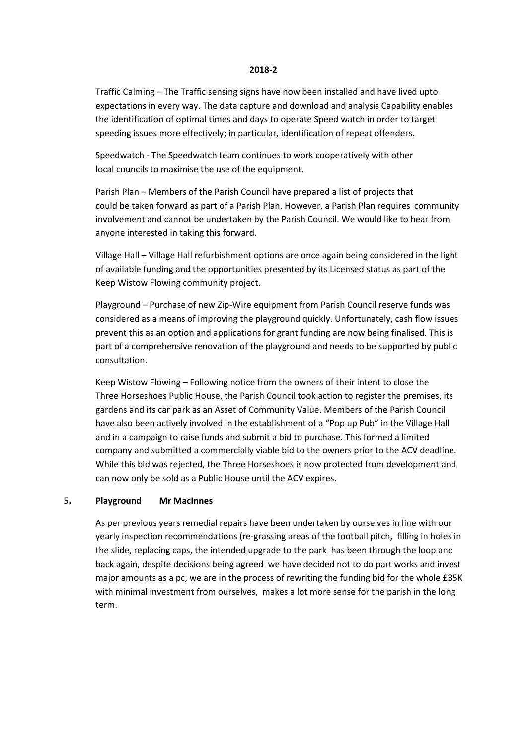**2018-2**

Traffic Calming – The Traffic sensing signs have now been installed and have lived upto expectations in every way. The data capture and download and analysis Capability enables the identification of optimal times and days to operate Speed watch in order to target speeding issues more effectively; in particular, identification of repeat offenders.

Speedwatch - The Speedwatch team continues to work cooperatively with other local councils to maximise the use of the equipment.

Parish Plan – Members of the Parish Council have prepared a list of projects that could be taken forward as part of a Parish Plan. However, a Parish Plan requires community involvement and cannot be undertaken by the Parish Council. We would like to hear from anyone interested in taking this forward.

Village Hall – Village Hall refurbishment options are once again being considered in the light of available funding and the opportunities presented by its Licensed status as part of the Keep Wistow Flowing community project.

Playground – Purchase of new Zip-Wire equipment from Parish Council reserve funds was considered as a means of improving the playground quickly. Unfortunately, cash flow issues prevent this as an option and applications for grant funding are now being finalised. This is part of a comprehensive renovation of the playground and needs to be supported by public consultation.

Keep Wistow Flowing – Following notice from the owners of their intent to close the Three Horseshoes Public House, the Parish Council took action to register the premises, its gardens and its car park as an Asset of Community Value. Members of the Parish Council have also been actively involved in the establishment of a "Pop up Pub" in the Village Hall and in a campaign to raise funds and submit a bid to purchase. This formed a limited company and submitted a commercially viable bid to the owners prior to the ACV deadline. While this bid was rejected, the Three Horseshoes is now protected from development and can now only be sold as a Public House until the ACV expires.

5**. Playground Mr MacInnes**

As per previous years remedial repairs have been undertaken by ourselves in line with our yearly inspection recommendations (re-grassing areas of the football pitch, filling in holes in the slide, replacing caps, the intended upgrade to the park has been through the loop and back again, despite decisions being agreed we have decided not to do part works and invest major amounts as a pc, we are in the process of rewriting the funding bid for the whole £35K with minimal investment from ourselves, makes a lot more sense for the parish in the long term.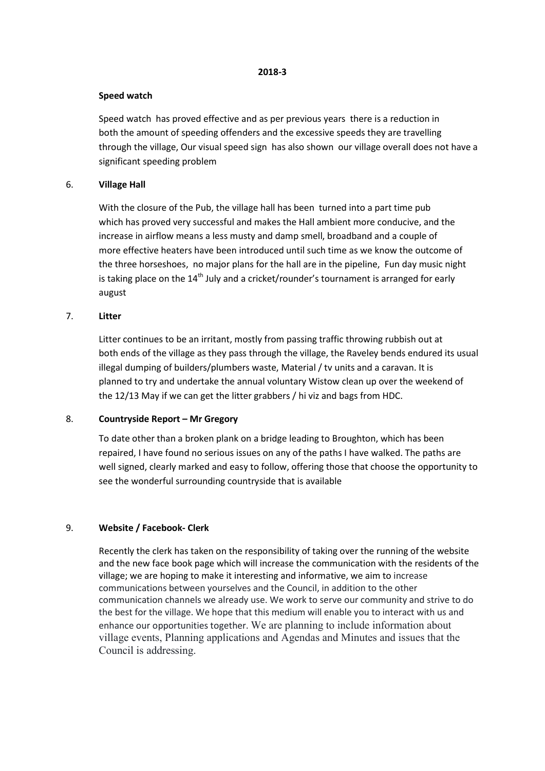**2018-3**

**Speed watch**

Speed watch has proved effective and as per previous years there is a reduction in both the amount of speeding offenders and the excessive speeds they are travelling through the village, Our visual speed sign has also shown our village overall does not have a significant speeding problem

6. **Village Hall**

With the closure of the Pub, the village hall has been turned into a part time pub which has proved very successful and makes the Hall ambient more conducive, and the increase in airflow means a less musty and damp smell, broadband and a couple of more effective heaters have been introduced until such time as we know the outcome of the three horseshoes, no major plans for the hall are in the pipeline, Fun day music night is taking place on the 14th July and a cricket/rounder's tournament is arranged for early august

7. **Litter**

Litter continues to be an irritant, mostly from passing traffic throwing rubbish out at both ends of the village as they pass through the village, the Raveley bends endured its usual illegal dumping of builders/plumbers waste, Material / tv units and a caravan. It is planned to try and undertake the annual voluntary Wistow clean up over the weekend of the 12/13 May if we can get the litter grabbers / hi viz and bags from HDC.

8. **Countryside Report – Mr Gregory**

To date other than a broken plank on a bridge leading to Broughton, which has been repaired, I have found no serious issues on any of the paths I have walked. The paths are well signed, clearly marked and easy to follow, offering those that choose the opportunity to see the wonderful surrounding countryside that is available

9. **Website / Facebook- Clerk**

Recently the clerk has taken on the responsibility of taking over the running of the website and the new face book page which will increase the communication with the residents of the village; we are hoping to make it interesting and informative, we aim to increase communications between yourselves and the Council, in addition to the other communication channels we already use. We work to serve our community and strive to do the best for the village. We hope that this medium will enable you to interact with us and enhance our opportunities together. We are planning to include information about village events, Planning applications and Agendas and Minutes and issues that the Council is addressing.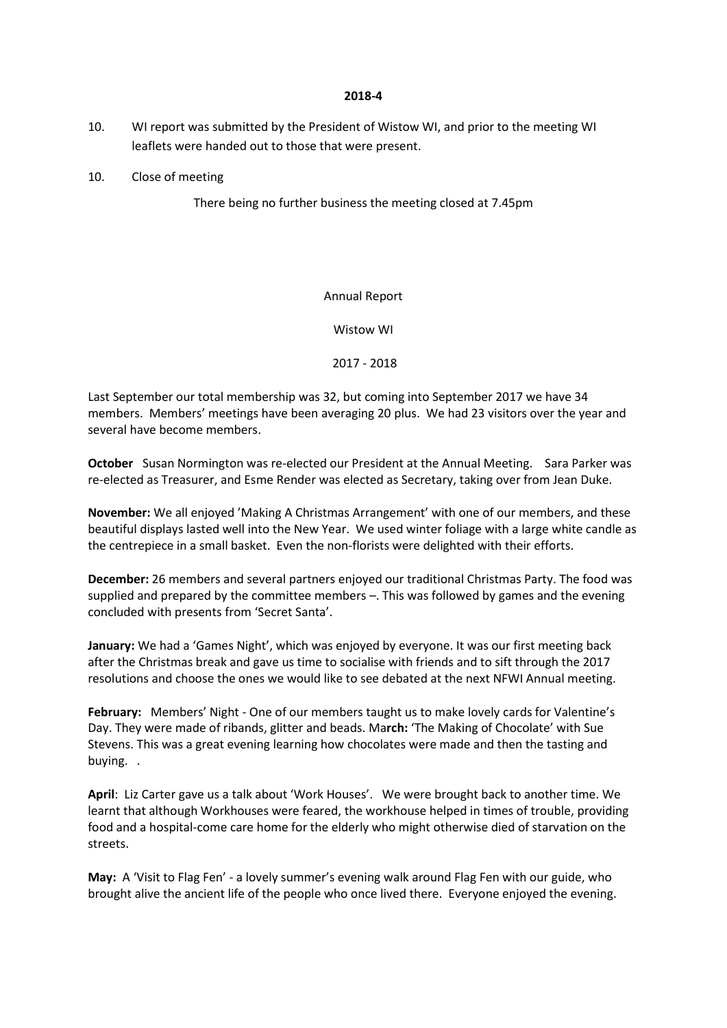**2018-4**

10. WI report was submitted by the President of Wistow WI, and prior to the meeting WI leaflets were handed out to those that were present.

10. Close of meeting

There being no further business the meeting closed at 7.45pm

Annual Report

Wistow WI

2017 - 2018

Last September our total membership was 32, but coming into September 2017 we have 34 members. Members' meetings have been averaging 20 plus. We had 23 visitors over the year and several have become members.

**October** Susan Normington was re-elected our President at the Annual Meeting. Sara Parker was re-elected as Treasurer, and Esme Render was elected as Secretary, taking over from Jean Duke.

**November:** We all enjoyed 'Making A Christmas Arrangement' with one of our members, and these beautiful displays lasted well into the New Year. We used winter foliage with a large white candle as the centrepiece in a small basket. Even the non-florists were delighted with their efforts.

**December:** 26 members and several partners enjoyed our traditional Christmas Party. The food was supplied and prepared by the committee members –. This was followed by games and the evening concluded with presents from 'Secret Santa'.

**January:** We had a 'Games Night', which was enjoyed by everyone. It was our first meeting back after the Christmas break and gave us time to socialise with friends and to sift through the 2017 resolutions and choose the ones we would like to see debated at the next NFWI Annual meeting.

**February:** Members' Night - One of our members taught us to make lovely cards for Valentine's Day. They were made of ribands, glitter and beads. Ma**rch:** 'The Making of Chocolate' with Sue Stevens. This was a great evening learning how chocolates were made and then the tasting and buying. .

**April**: Liz Carter gave us a talk about 'Work Houses'. We were brought back to another time. We learnt that although Workhouses were feared, the workhouse helped in times of trouble, providing food and a hospital-come care home for the elderly who might otherwise died of starvation on the streets.

**May:** A 'Visit to Flag Fen' - a lovely summer's evening walk around Flag Fen with our guide, who brought alive the ancient life of the people who once lived there. Everyone enjoyed the evening.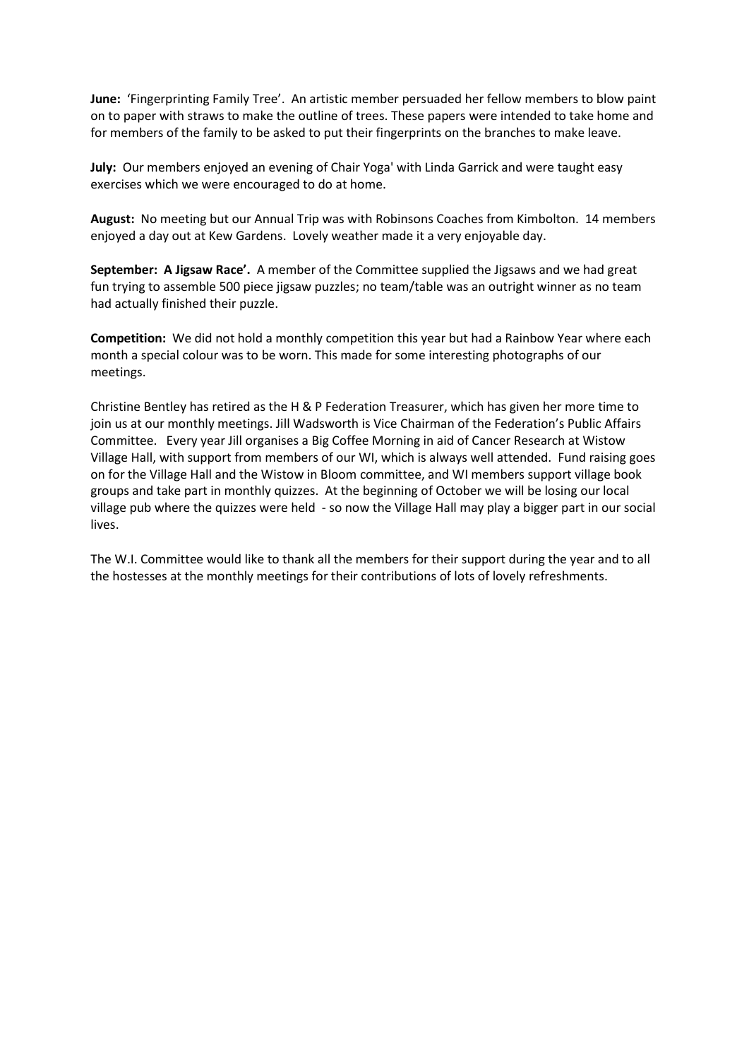**June:** 'Fingerprinting Family Tree'. An artistic member persuaded her fellow members to blow paint on to paper with straws to make the outline of trees. These papers were intended to take home and for members of the family to be asked to put their fingerprints on the branches to make leave.

**July:** Our members enjoyed an evening of Chair Yoga' with Linda Garrick and were taught easy exercises which we were encouraged to do at home.

**August:** No meeting but our Annual Trip was with Robinsons Coaches from Kimbolton. 14 members enjoyed a day out at Kew Gardens. Lovely weather made it a very enjoyable day.

**September: A Jigsaw Race'.** A member of the Committee supplied the Jigsaws and we had great fun trying to assemble 500 piece jigsaw puzzles; no team/table was an outright winner as no team had actually finished their puzzle.

**Competition:** We did not hold a monthly competition this year but had a Rainbow Year where each month a special colour was to be worn. This made for some interesting photographs of our meetings.

Christine Bentley has retired as the H & P Federation Treasurer, which has given her more time to join us at our monthly meetings. Jill Wadsworth is Vice Chairman of the Federation's Public Affairs Committee. Every year Jill organises a Big Coffee Morning in aid of Cancer Research at Wistow Village Hall, with support from members of our WI, which is always well attended. Fund raising goes on for the Village Hall and the Wistow in Bloom committee, and WI members support village book groups and take part in monthly quizzes. At the beginning of October we will be losing our local village pub where the quizzes were held - so now the Village Hall may play a bigger part in our social lives.

The W.I. Committee would like to thank all the members for their support during the year and to all the hostesses at the monthly meetings for their contributions of lots of lovely refreshments.